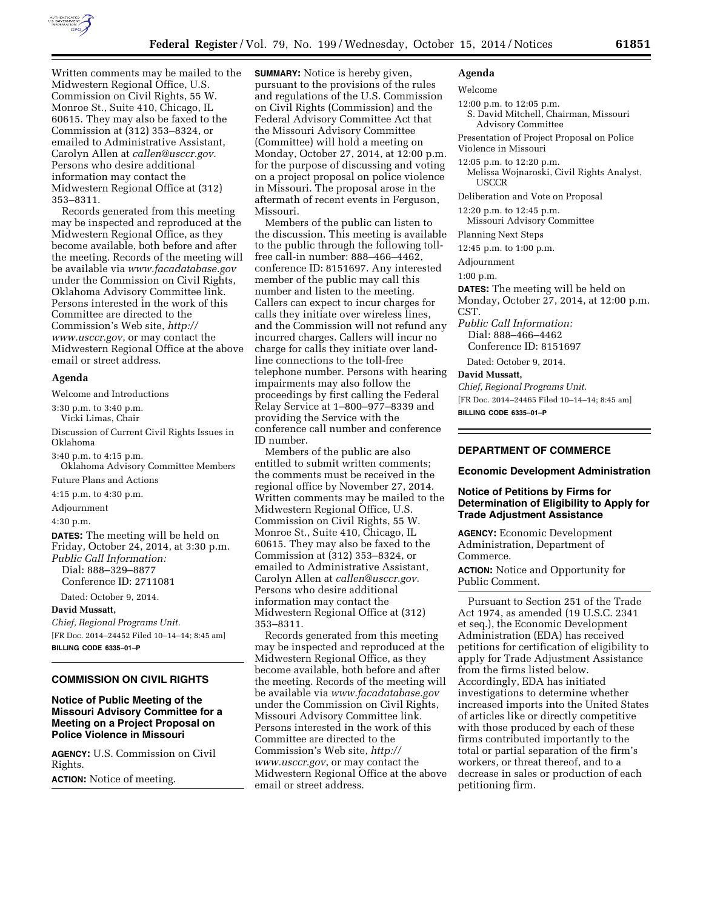Written comments may be mailed to the Midwestern Regional Office, U.S. Commission on Civil Rights, 55 W. Monroe St., Suite 410, Chicago, IL 60615. They may also be faxed to the Commission at (312) 353–8324, or emailed to Administrative Assistant, Carolyn Allen at *callen@usccr.gov.* Persons who desire additional information may contact the Midwestern Regional Office at (312) 353–8311.

Records generated from this meeting may be inspected and reproduced at the Midwestern Regional Office, as they become available, both before and after the meeting. Records of the meeting will be available via *www.facadatabase.gov* under the Commission on Civil Rights, Oklahoma Advisory Committee link. Persons interested in the work of this Committee are directed to the Commission's Web site, *http://www.usccr.gov*, or may contact the Midwestern Regional Office at the above email or street address.

## Agenda

Welcome and Introductions

3:30 p.m. to 3:40 p.m.
Vicki Limas, Chair

Discussion of Current Civil Rights Issues in Oklahoma

3:40 p.m. to 4:15 p.m.
Oklahoma Advisory Committee Members

Future Plans and Actions

4:15 p.m. to 4:30 p.m.

Adjournment

4:30 p.m.

**DATES:** The meeting will be held on Friday, October 24, 2014, at 3:30 p.m.

*Public Call Information:*
Dial: 888–329–8877
Conference ID: 2711081

Dated: October 9, 2014.

**David Mussatt,**

*Chief, Regional Programs Unit.*

[FR Doc. 2014–24452 Filed 10–14–14; 8:45 am]

**BILLING CODE 6335–01–P**

## COMMISSION ON CIVIL RIGHTS

### Notice of Public Meeting of the Missouri Advisory Committee for a Meeting on a Project Proposal on Police Violence in Missouri

**AGENCY:** U.S. Commission on Civil Rights.

**ACTION:** Notice of meeting.

**SUMMARY:** Notice is hereby given, pursuant to the provisions of the rules and regulations of the U.S. Commission on Civil Rights (Commission) and the Federal Advisory Committee Act that the Missouri Advisory Committee (Committee) will hold a meeting on Monday, October 27, 2014, at 12:00 p.m. for the purpose of discussing and voting on a project proposal on police violence in Missouri. The proposal arose in the aftermath of recent events in Ferguson, Missouri.

Members of the public can listen to the discussion. This meeting is available to the public through the following toll-free call-in number: 888–466–4462, conference ID: 8151697. Any interested member of the public may call this number and listen to the meeting. Callers can expect to incur charges for calls they initiate over wireless lines, and the Commission will not refund any incurred charges. Callers will incur no charge for calls they initiate over land-line connections to the toll-free telephone number. Persons with hearing impairments may also follow the proceedings by first calling the Federal Relay Service at 1–800–977–8339 and providing the Service with the conference call number and conference ID number.

Members of the public are also entitled to submit written comments; the comments must be received in the regional office by November 27, 2014. Written comments may be mailed to the Midwestern Regional Office, U.S. Commission on Civil Rights, 55 W. Monroe St., Suite 410, Chicago, IL 60615. They may also be faxed to the Commission at (312) 353–8324, or emailed to Administrative Assistant, Carolyn Allen at *callen@usccr.gov.* Persons who desire additional information may contact the Midwestern Regional Office at (312) 353–8311.

Records generated from this meeting may be inspected and reproduced at the Midwestern Regional Office, as they become available, both before and after the meeting. Records of the meeting will be available via *www.facadatabase.gov* under the Commission on Civil Rights, Missouri Advisory Committee link. Persons interested in the work of this Committee are directed to the Commission's Web site, *http://www.usccr.gov*, or may contact the Midwestern Regional Office at the above email or street address.

## Agenda

Welcome

12:00 p.m. to 12:05 p.m.
S. David Mitchell, Chairman, Missouri Advisory Committee

Presentation of Project Proposal on Police Violence in Missouri

12:05 p.m. to 12:20 p.m.
Melissa Wojnaroski, Civil Rights Analyst, USCCR

Deliberation and Vote on Proposal

12:20 p.m. to 12:45 p.m.
Missouri Advisory Committee

Planning Next Steps

12:45 p.m. to 1:00 p.m.

Adjournment

1:00 p.m.

**DATES:** The meeting will be held on Monday, October 27, 2014, at 12:00 p.m. CST.

*Public Call Information:*
Dial: 888–466–4462
Conference ID: 8151697

Dated: October 9, 2014.

**David Mussatt,**

*Chief, Regional Programs Unit.*

[FR Doc. 2014–24465 Filed 10–14–14; 8:45 am]

**BILLING CODE 6335–01–P**

## DEPARTMENT OF COMMERCE

### Economic Development Administration

### Notice of Petitions by Firms for Determination of Eligibility to Apply for Trade Adjustment Assistance

**AGENCY:** Economic Development Administration, Department of Commerce.

**ACTION:** Notice and Opportunity for Public Comment.

Pursuant to Section 251 of the Trade Act 1974, as amended (19 U.S.C. 2341 et seq.), the Economic Development Administration (EDA) has received petitions for certification of eligibility to apply for Trade Adjustment Assistance from the firms listed below. Accordingly, EDA has initiated investigations to determine whether increased imports into the United States of articles like or directly competitive with those produced by each of these firms contributed importantly to the total or partial separation of the firm's workers, or threat thereof, and to a decrease in sales or production of each petitioning firm.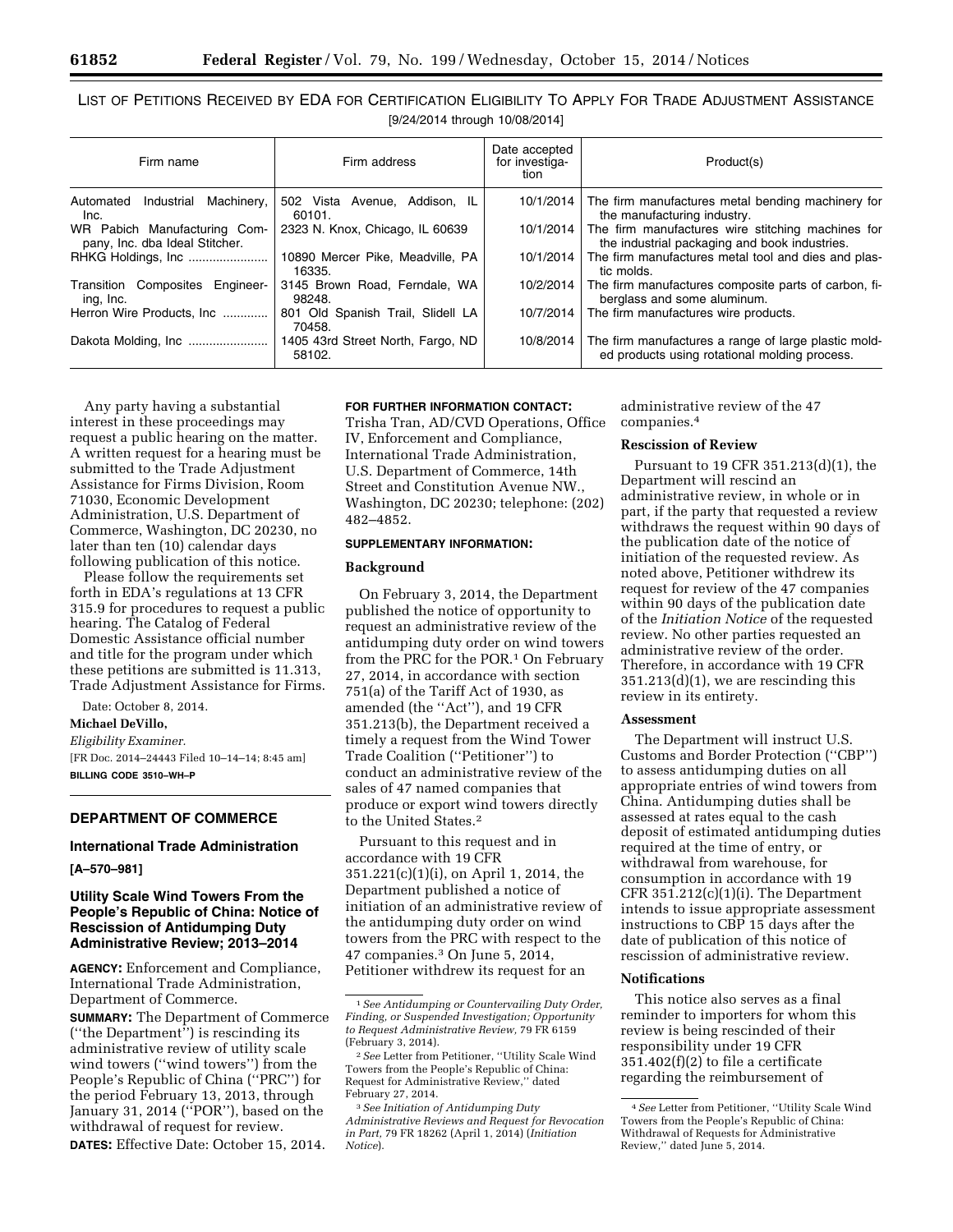LIST OF PETITIONS RECEIVED BY EDA FOR CERTIFICATION ELIGIBILITY TO APPLY FOR TRADE ADJUSTMENT ASSISTANCE

[9/24/2014 through 10/08/2014]

| Firm name | Firm address | Date accepted for investigation | Product(s) |
| --- | --- | --- | --- |
| Automated Industrial Machinery, Inc. | 502 Vista Avenue, Addison, IL 60101. | 10/1/2014 | The firm manufactures metal bending machinery for the manufacturing industry. |
| WR Pabich Manufacturing Company, Inc. dba Ideal Stitcher. | 2323 N. Knox, Chicago, IL 60639 | 10/1/2014 | The firm manufactures wire stitching machines for the industrial packaging and book industries. |
| RHKG Holdings, Inc | 10890 Mercer Pike, Meadville, PA 16335. | 10/1/2014 | The firm manufactures metal tool and dies and plastic molds. |
| Transition Composites Engineering, Inc. | 3145 Brown Road, Ferndale, WA 98248. | 10/2/2014 | The firm manufactures composite parts of carbon, fiberglass and some aluminum. |
| Herron Wire Products, Inc | 801 Old Spanish Trail, Slidell LA 70458. | 10/7/2014 | The firm manufactures wire products. |
| Dakota Molding, Inc | 1405 43rd Street North, Fargo, ND 58102. | 10/8/2014 | The firm manufactures a range of large plastic molded products using rotational molding process. |

Any party having a substantial interest in these proceedings may request a public hearing on the matter. A written request for a hearing must be submitted to the Trade Adjustment Assistance for Firms Division, Room 71030, Economic Development Administration, U.S. Department of Commerce, Washington, DC 20230, no later than ten (10) calendar days following publication of this notice.

Please follow the requirements set forth in EDA's regulations at 13 CFR 315.9 for procedures to request a public hearing. The Catalog of Federal Domestic Assistance official number and title for the program under which these petitions are submitted is 11.313, Trade Adjustment Assistance for Firms.

Date: October 8, 2014.

**Michael DeVillo,**

*Eligibility Examiner.*

[FR Doc. 2014–24443 Filed 10–14–14; 8:45 am]

**BILLING CODE 3510–WH–P**

## DEPARTMENT OF COMMERCE

### International Trade Administration

**[A–570–981]**

### Utility Scale Wind Towers From the People's Republic of China: Notice of Rescission of Antidumping Duty Administrative Review; 2013–2014

**AGENCY:** Enforcement and Compliance, International Trade Administration, Department of Commerce.

**SUMMARY:** The Department of Commerce (''the Department'') is rescinding its administrative review of utility scale wind towers (''wind towers'') from the People's Republic of China (''PRC'') for the period February 13, 2013, through January 31, 2014 (''POR''), based on the withdrawal of request for review.

**DATES:** Effective Date: October 15, 2014.

**FOR FURTHER INFORMATION CONTACT:** Trisha Tran, AD/CVD Operations, Office IV, Enforcement and Compliance, International Trade Administration, U.S. Department of Commerce, 14th Street and Constitution Avenue NW., Washington, DC 20230; telephone: (202) 482–4852.

**SUPPLEMENTARY INFORMATION:**

#### Background

On February 3, 2014, the Department published the notice of opportunity to request an administrative review of the antidumping duty order on wind towers from the PRC for the POR.[1] On February 27, 2014, in accordance with section 751(a) of the Tariff Act of 1930, as amended (the ''Act''), and 19 CFR 351.213(b), the Department received a timely a request from the Wind Tower Trade Coalition (''Petitioner'') to conduct an administrative review of the sales of 47 named companies that produce or export wind towers directly to the United States.[2]

Pursuant to this request and in accordance with 19 CFR 351.221(c)(1)(i), on April 1, 2014, the Department published a notice of initiation of an administrative review of the antidumping duty order on wind towers from the PRC with respect to the 47 companies.[3] On June 5, 2014, Petitioner withdrew its request for an administrative review of the 47 companies.[4]

#### Rescission of Review

Pursuant to 19 CFR 351.213(d)(1), the Department will rescind an administrative review, in whole or in part, if the party that requested a review withdraws the request within 90 days of the publication date of the notice of initiation of the requested review. As noted above, Petitioner withdrew its request for review of the 47 companies within 90 days of the publication date of the *Initiation Notice* of the requested review. No other parties requested an administrative review of the order. Therefore, in accordance with 19 CFR 351.213(d)(1), we are rescinding this review in its entirety.

#### Assessment

The Department will instruct U.S. Customs and Border Protection (''CBP'') to assess antidumping duties on all appropriate entries of wind towers from China. Antidumping duties shall be assessed at rates equal to the cash deposit of estimated antidumping duties required at the time of entry, or withdrawal from warehouse, for consumption in accordance with 19 CFR 351.212(c)(1)(i). The Department intends to issue appropriate assessment instructions to CBP 15 days after the date of publication of this notice of rescission of administrative review.

#### Notifications

This notice also serves as a final reminder to importers for whom this review is being rescinded of their responsibility under 19 CFR 351.402(f)(2) to file a certificate regarding the reimbursement of

---

[1] *See Antidumping or Countervailing Duty Order, Finding, or Suspended Investigation; Opportunity to Request Administrative Review,* 79 FR 6159 (February 3, 2014).

[2] *See* Letter from Petitioner, ''Utility Scale Wind Towers from the People's Republic of China: Request for Administrative Review,'' dated February 27, 2014.

[3] *See Initiation of Antidumping Duty Administrative Reviews and Request for Revocation in Part,* 79 FR 18262 (April 1, 2014) (*Initiation Notice*).

[4] *See* Letter from Petitioner, ''Utility Scale Wind Towers from the People's Republic of China: Withdrawal of Requests for Administrative Review,'' dated June 5, 2014.